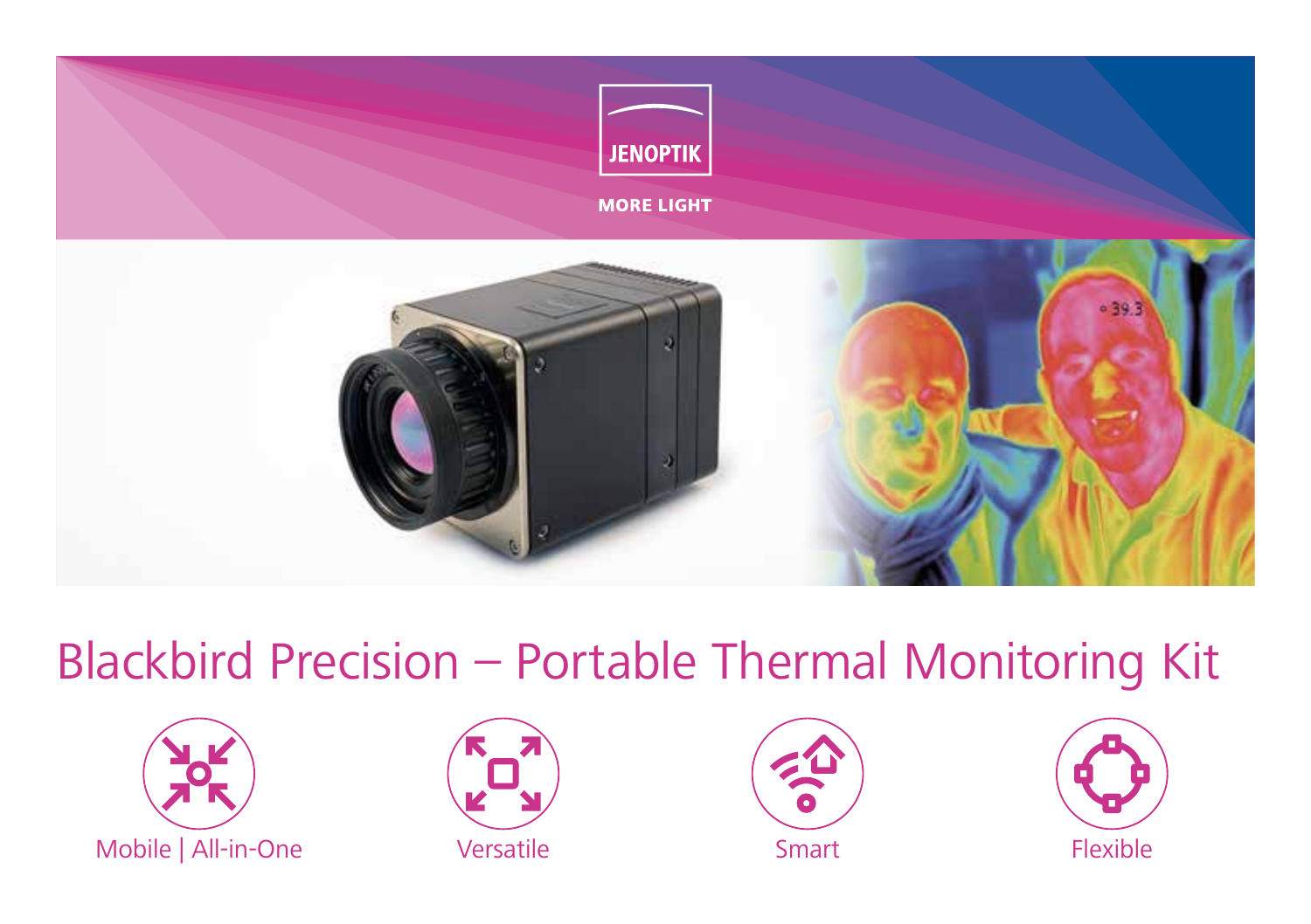JENOPTIK

MORE LIGHT

# Blackbird Precision – Portable Thermal Monitoring Kit

Mobile | All-in-One

Versatile

Smart

Flexible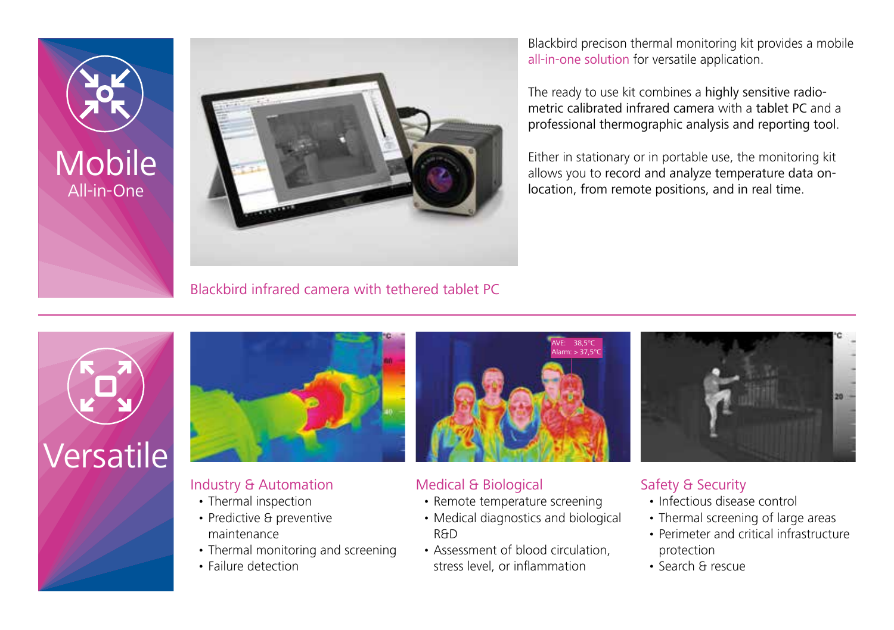## Mobile
### All-in-One

Blackbird precison thermal monitoring kit provides a mobile all-in-one solution for versatile application.

The ready to use kit combines a highly sensitive radio-metric calibrated infrared camera with a tablet PC and a professional thermographic analysis and reporting tool.

Either in stationary or in portable use, the monitoring kit allows you to record and analyze temperature data on-location, from remote positions, and in real time.

Blackbird infrared camera with tethered tablet PC

---

## Versatile

### Industry & Automation

- Thermal inspection
- Predictive & preventive maintenance
- Thermal monitoring and screening
- Failure detection

### Medical & Biological

- Remote temperature screening
- Medical diagnostics and biological R&D
- Assessment of blood circulation, stress level, or inflammation

### Safety & Security

- Infectious disease control
- Thermal screening of large areas
- Perimeter and critical infrastructure protection
- Search & rescue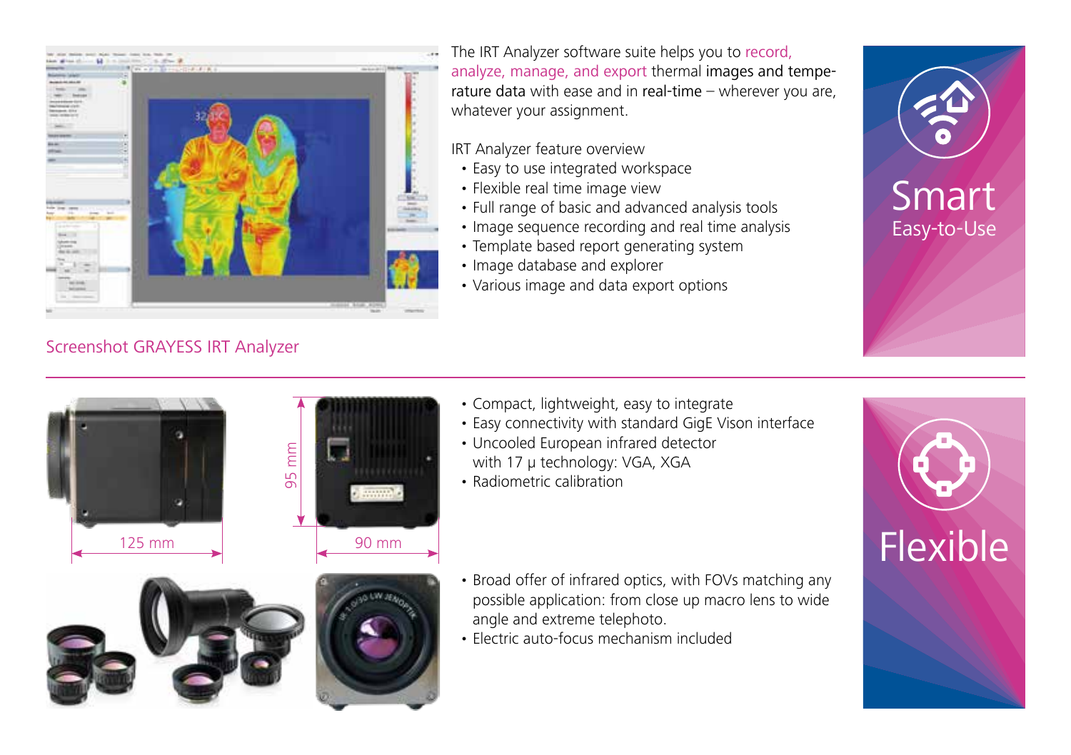The IRT Analyzer software suite helps you to record, analyze, manage, and export thermal images and temperature data with ease and in real-time – wherever you are, whatever your assignment.

IRT Analyzer feature overview

- Easy to use integrated workspace
- Flexible real time image view
- Full range of basic and advanced analysis tools
- Image sequence recording and real time analysis
- Template based report generating system
- Image database and explorer
- Various image and data export options

**Smart**
Easy-to-Use

Screenshot GRAYESS IRT Analyzer

---

125 mm

95 mm

90 mm

- Compact, lightweight, easy to integrate
- Easy connectivity with standard GigE Vison interface
- Uncooled European infrared detector with 17 µ technology: VGA, XGA
- Radiometric calibration

- Broad offer of infrared optics, with FOVs matching any possible application: from close up macro lens to wide angle and extreme telephoto.
- Electric auto-focus mechanism included

**Flexible**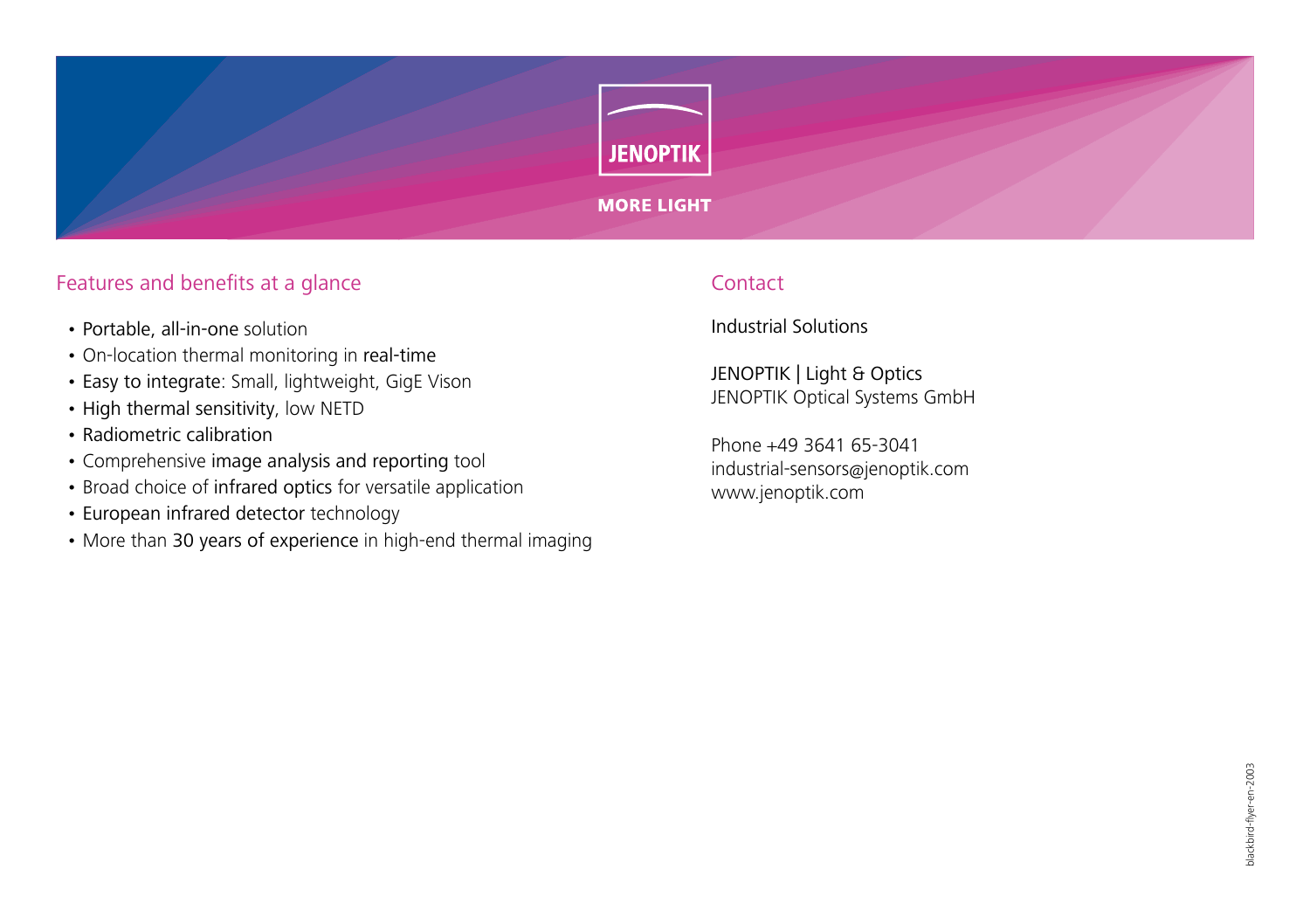JENOPTIK

MORE LIGHT

## Features and benefits at a glance

- **Portable, all-in-one** solution
- On-location thermal monitoring in **real-time**
- **Easy to integrate**: Small, lightweight, GigE Vison
- **High thermal sensitivity**, low NETD
- **Radiometric calibration**
- Comprehensive **image analysis and reporting** tool
- Broad choice of **infrared optics** for versatile application
- **European infrared detector** technology
- More than **30 years of experience** in high-end thermal imaging

## Contact

Industrial Solutions

JENOPTIK | Light & Optics
JENOPTIK Optical Systems GmbH

Phone +49 3641 65-3041
industrial-sensors@jenoptik.com
www.jenoptik.com

blackbird-flyer-en-2003